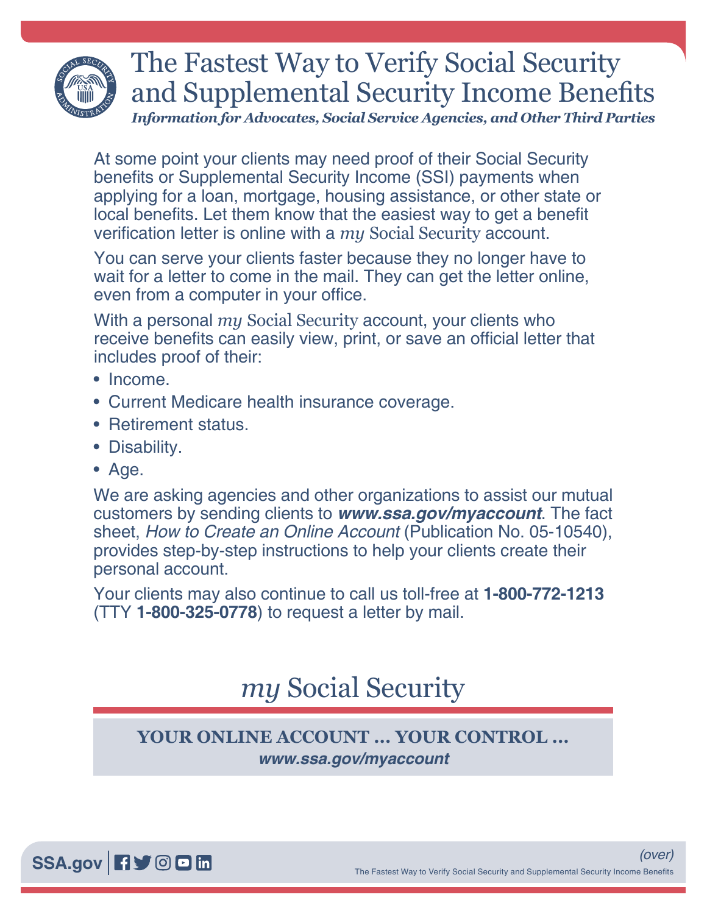# The Fastest Way to Verify Social Security and Supplemental Security Income Benefits

***Information for Advocates, Social Service Agencies, and Other Third Parties***

At some point your clients may need proof of their Social Security benefits or Supplemental Security Income (SSI) payments when applying for a loan, mortgage, housing assistance, or other state or local benefits. Let them know that the easiest way to get a benefit verification letter is online with a *my* Social Security account.

You can serve your clients faster because they no longer have to wait for a letter to come in the mail. They can get the letter online, even from a computer in your office.

With a personal *my* Social Security account, your clients who receive benefits can easily view, print, or save an official letter that includes proof of their:

- Income.
- Current Medicare health insurance coverage.
- Retirement status.
- Disability.
- Age.

We are asking agencies and other organizations to assist our mutual customers by sending clients to ***www.ssa.gov/myaccount***. The fact sheet, *How to Create an Online Account* (Publication No. 05-10540), provides step-by-step instructions to help your clients create their personal account.

Your clients may also continue to call us toll-free at **1-800-772-1213** (TTY **1-800-325-0778**) to request a letter by mail.

## *my* Social Security

**YOUR ONLINE ACCOUNT ... YOUR CONTROL ...**
***www.ssa.gov/myaccount***

**SSA.gov**

*(over)*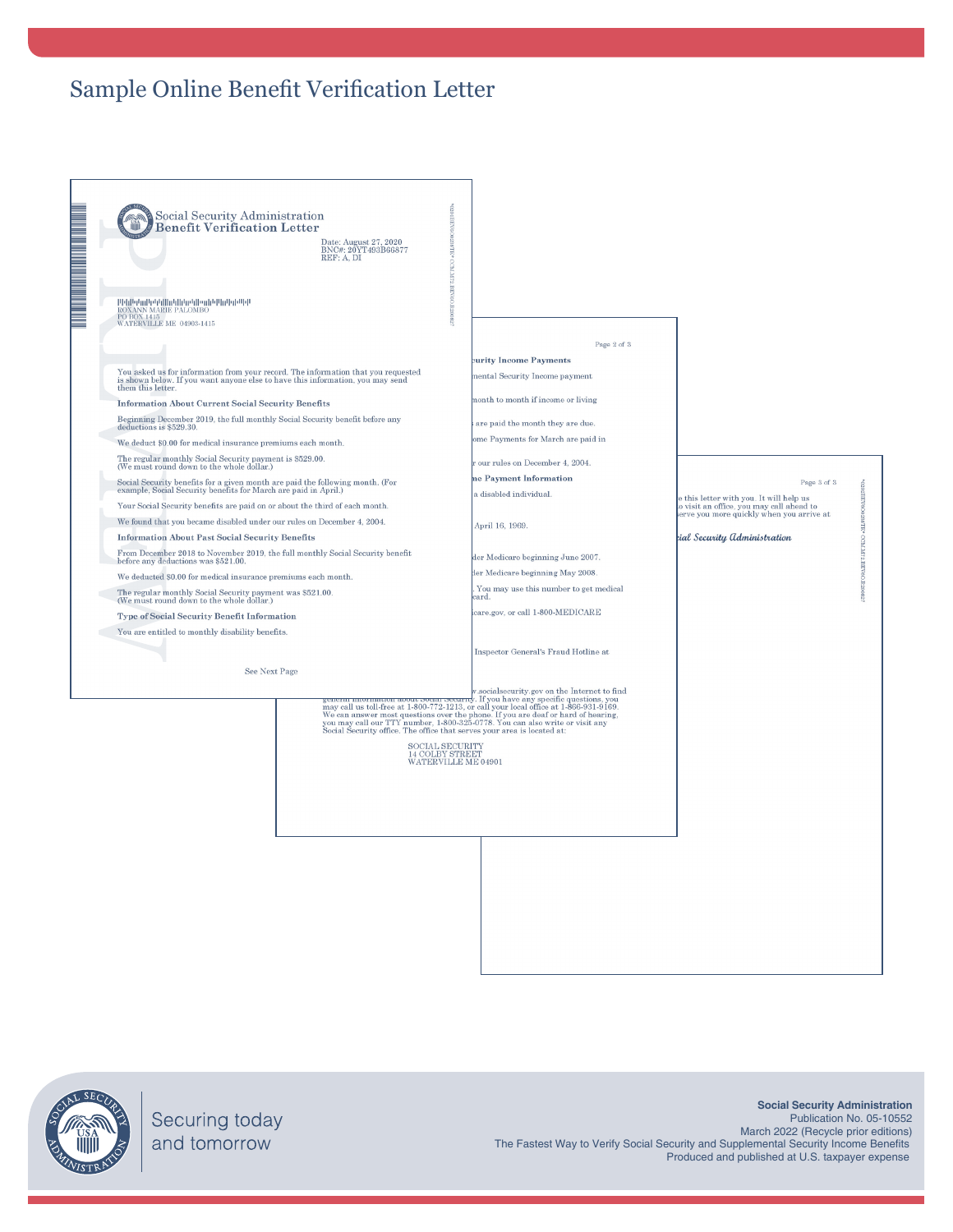# Sample Online Benefit Verification Letter

Social Security Administration
**Benefit Verification Letter**

Date: August 27, 2020
BNC#: 20YT493B66877
REF: A, DI

ROXANN MARIE PALOMBO
PO BOX 1415
WATERVILLE ME 04903-1415

You asked us for information from your record. The information that you requested is shown below. If you want anyone else to have this information, you may send them this letter.

**Information About Current Social Security Benefits**

Beginning December 2019, the full monthly Social Security benefit before any deductions is $529.30.

We deduct $0.00 for medical insurance premiums each month.

The regular monthly Social Security payment is $529.00.
(We must round down to the whole dollar.)

Social Security benefits for a given month are paid the following month. (For example, Social Security benefits for March are paid in April.)

Your Social Security benefits are paid on or about the third of each month.

We found that you became disabled under our rules on December 4, 2004.

**Information About Past Social Security Benefits**

From December 2018 to November 2019, the full monthly Social Security benefit before any deductions was $521.00.

We deducted $0.00 for medical insurance premiums each month.

The regular monthly Social Security payment was $521.00.
(We must round down to the whole dollar.)

**Type of Social Security Benefit Information**

You are entitled to monthly disability benefits.

See Next Page

...curity Income Payments

...mental Security Income payment

...month to month if income or living

... are paid the month they are due.

...ome Payments for March are paid in

...r our rules on December 4, 2004.

**...me Payment Information**

... a disabled individual.

... April 16, 1969.

...der Medicare beginning June 2007.

...der Medicare beginning May 2008.

... You may use this number to get medical ...card.

...care.gov, or call 1-800-MEDICARE

... Inspector General's Fraud Hotline at

...w.socialsecurity.gov on the Internet to find general information about Social Security. If you have any specific questions, you may call us toll-free at 1-800-772-1213, or call your local office at 1-866-931-9169. We can answer most questions over the phone. If you are deaf or hard of hearing, you may call our TTY number, 1-800-325-0778. You can also write or visit any Social Security office. The office that serves your area is located at:

SOCIAL SECURITY
14 COLBY STREET
WATERVILLE ME 04901

...e this letter with you. It will help us ...o visit an office, you may call ahead to ...serve you more quickly when you arrive at

*...ial Security Administration*

Social Security Administration
Publication No. 05-10552
March 2022 (Recycle prior editions)
The Fastest Way to Verify Social Security and Supplemental Security Income Benefits
Produced and published at U.S. taxpayer expense